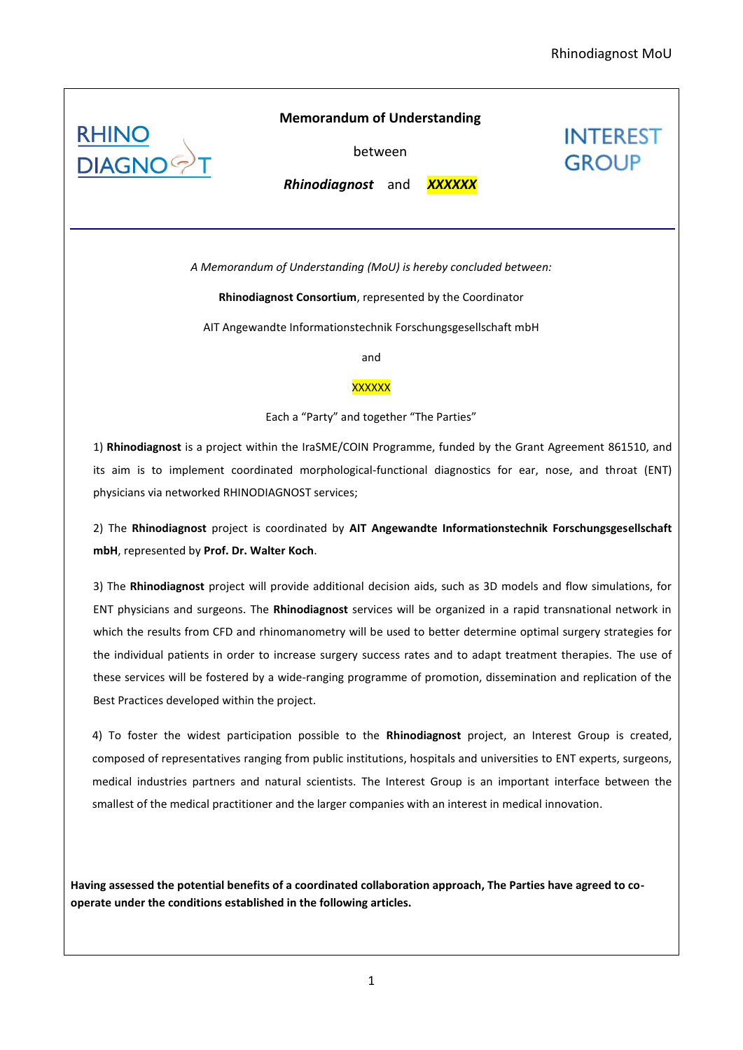RHINO DIAGNOST

**Memorandum of Understanding**

between

***Rhinodiagnost*** and ***XXXXXX***

INTEREST GROUP

---

*A Memorandum of Understanding (MoU) is hereby concluded between:*

**Rhinodiagnost Consortium**, represented by the Coordinator

AIT Angewandte Informationstechnik Forschungsgesellschaft mbH

and

XXXXXX

Each a "Party" and together "The Parties"

1) **Rhinodiagnost** is a project within the IraSME/COIN Programme, funded by the Grant Agreement 861510, and its aim is to implement coordinated morphological-functional diagnostics for ear, nose, and throat (ENT) physicians via networked RHINODIAGNOST services;

2) The **Rhinodiagnost** project is coordinated by **AIT Angewandte Informationstechnik Forschungsgesellschaft mbH**, represented by **Prof. Dr. Walter Koch**.

3) The **Rhinodiagnost** project will provide additional decision aids, such as 3D models and flow simulations, for ENT physicians and surgeons. The **Rhinodiagnost** services will be organized in a rapid transnational network in which the results from CFD and rhinomanometry will be used to better determine optimal surgery strategies for the individual patients in order to increase surgery success rates and to adapt treatment therapies. The use of these services will be fostered by a wide-ranging programme of promotion, dissemination and replication of the Best Practices developed within the project.

4) To foster the widest participation possible to the **Rhinodiagnost** project, an Interest Group is created, composed of representatives ranging from public institutions, hospitals and universities to ENT experts, surgeons, medical industries partners and natural scientists. The Interest Group is an important interface between the smallest of the medical practitioner and the larger companies with an interest in medical innovation.

**Having assessed the potential benefits of a coordinated collaboration approach, The Parties have agreed to co-operate under the conditions established in the following articles.**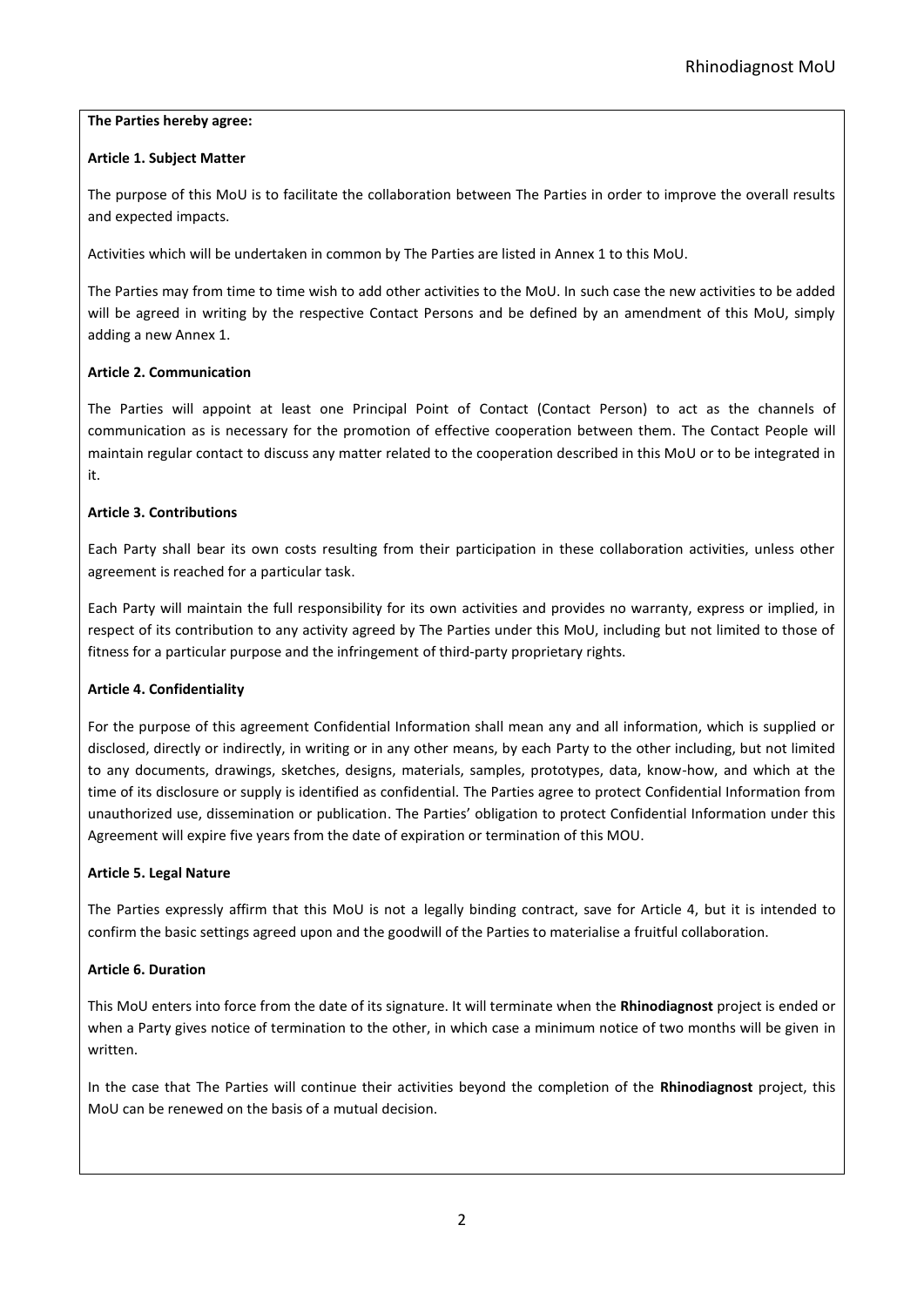**The Parties hereby agree:**

**Article 1. Subject Matter**

The purpose of this MoU is to facilitate the collaboration between The Parties in order to improve the overall results and expected impacts.

Activities which will be undertaken in common by The Parties are listed in Annex 1 to this MoU.

The Parties may from time to time wish to add other activities to the MoU. In such case the new activities to be added will be agreed in writing by the respective Contact Persons and be defined by an amendment of this MoU, simply adding a new Annex 1.

**Article 2. Communication**

The Parties will appoint at least one Principal Point of Contact (Contact Person) to act as the channels of communication as is necessary for the promotion of effective cooperation between them. The Contact People will maintain regular contact to discuss any matter related to the cooperation described in this MoU or to be integrated in it.

**Article 3. Contributions**

Each Party shall bear its own costs resulting from their participation in these collaboration activities, unless other agreement is reached for a particular task.

Each Party will maintain the full responsibility for its own activities and provides no warranty, express or implied, in respect of its contribution to any activity agreed by The Parties under this MoU, including but not limited to those of fitness for a particular purpose and the infringement of third-party proprietary rights.

**Article 4. Confidentiality**

For the purpose of this agreement Confidential Information shall mean any and all information, which is supplied or disclosed, directly or indirectly, in writing or in any other means, by each Party to the other including, but not limited to any documents, drawings, sketches, designs, materials, samples, prototypes, data, know-how, and which at the time of its disclosure or supply is identified as confidential. The Parties agree to protect Confidential Information from unauthorized use, dissemination or publication. The Parties' obligation to protect Confidential Information under this Agreement will expire five years from the date of expiration or termination of this MOU.

**Article 5. Legal Nature**

The Parties expressly affirm that this MoU is not a legally binding contract, save for Article 4, but it is intended to confirm the basic settings agreed upon and the goodwill of the Parties to materialise a fruitful collaboration.

**Article 6. Duration**

This MoU enters into force from the date of its signature. It will terminate when the **Rhinodiagnost** project is ended or when a Party gives notice of termination to the other, in which case a minimum notice of two months will be given in written.

In the case that The Parties will continue their activities beyond the completion of the **Rhinodiagnost** project, this MoU can be renewed on the basis of a mutual decision.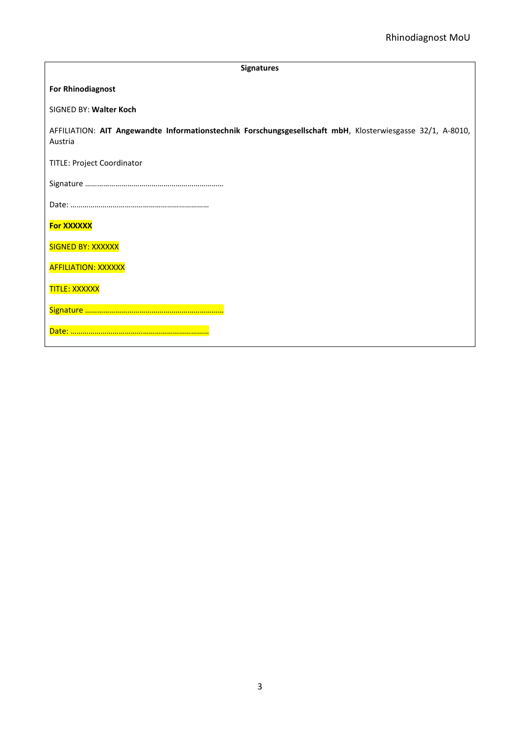**Signatures**

**For Rhinodiagnost**

SIGNED BY: **Walter Koch**

AFFILIATION: **AIT Angewandte Informationstechnik Forschungsgesellschaft mbH**, Klosterwiesgasse 32/1, A-8010, Austria

TITLE: Project Coordinator

Signature ……………………………………………………………

Date: ……………………………………………………………

**For XXXXXX**

SIGNED BY: XXXXXX

AFFILIATION: XXXXXX

TITLE: XXXXXX

Signature ……………………………………………………………

Date: ……………………………………………………………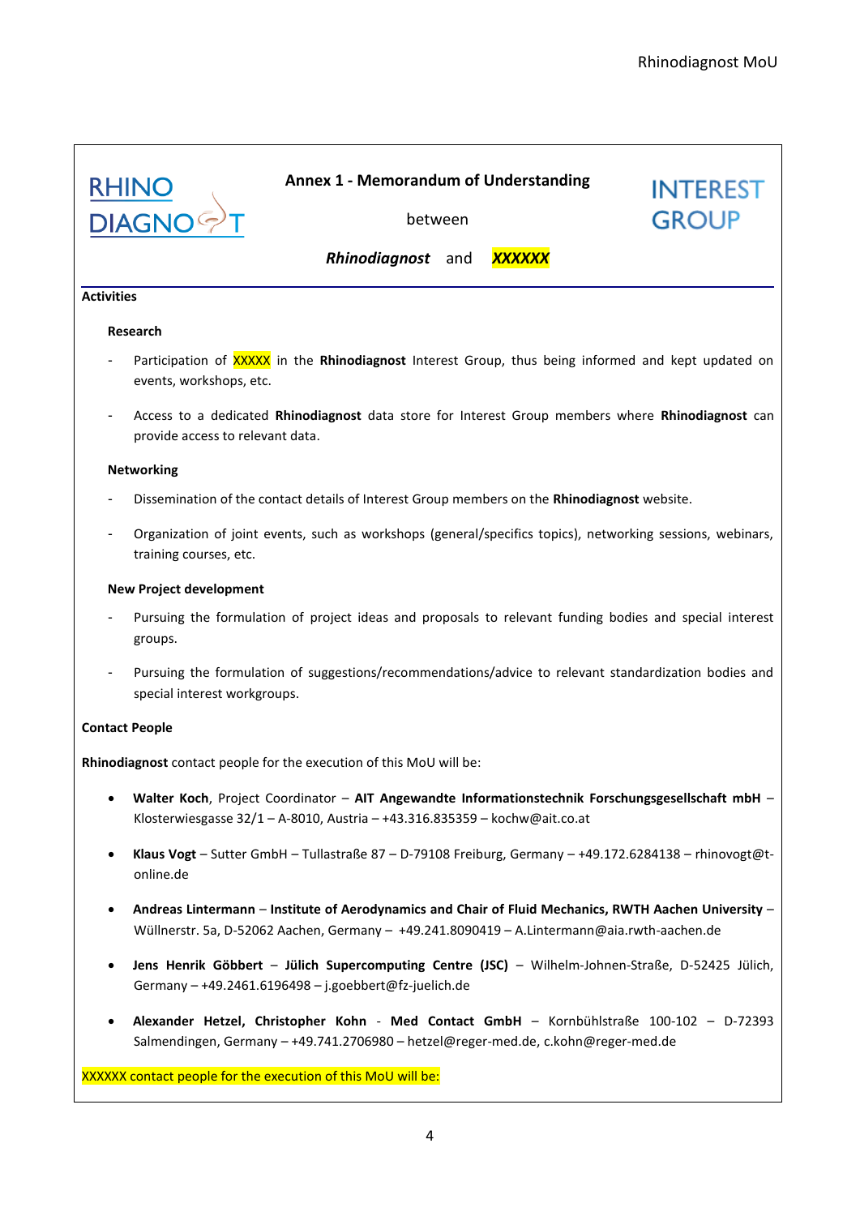## Annex 1 - Memorandum of Understanding

between

***Rhinodiagnost*** and ***XXXXXX***

**Activities**

**Research**

- Participation of XXXXX in the **Rhinodiagnost** Interest Group, thus being informed and kept updated on events, workshops, etc.

- Access to a dedicated **Rhinodiagnost** data store for Interest Group members where **Rhinodiagnost** can provide access to relevant data.

**Networking**

- Dissemination of the contact details of Interest Group members on the **Rhinodiagnost** website.

- Organization of joint events, such as workshops (general/specifics topics), networking sessions, webinars, training courses, etc.

**New Project development**

- Pursuing the formulation of project ideas and proposals to relevant funding bodies and special interest groups.

- Pursuing the formulation of suggestions/recommendations/advice to relevant standardization bodies and special interest workgroups.

**Contact People**

**Rhinodiagnost** contact people for the execution of this MoU will be:

- **Walter Koch**, Project Coordinator – **AIT Angewandte Informationstechnik Forschungsgesellschaft mbH** – Klosterwiesgasse 32/1 – A-8010, Austria – +43.316.835359 – kochw@ait.co.at

- **Klaus Vogt** – Sutter GmbH – Tullastraße 87 – D-79108 Freiburg, Germany – +49.172.6284138 – rhinovogt@t-online.de

- **Andreas Lintermann** – **Institute of Aerodynamics and Chair of Fluid Mechanics, RWTH Aachen University** – Wüllnerstr. 5a, D-52062 Aachen, Germany – +49.241.8090419 – A.Lintermann@aia.rwth-aachen.de

- **Jens Henrik Göbbert** – **Jülich Supercomputing Centre (JSC)** – Wilhelm-Johnen-Straße, D-52425 Jülich, Germany – +49.2461.6196498 – j.goebbert@fz-juelich.de

- **Alexander Hetzel, Christopher Kohn** - **Med Contact GmbH** – Kornbühlstraße 100-102 – D-72393 Salmendingen, Germany – +49.741.2706980 – hetzel@reger-med.de, c.kohn@reger-med.de

XXXXXX contact people for the execution of this MoU will be: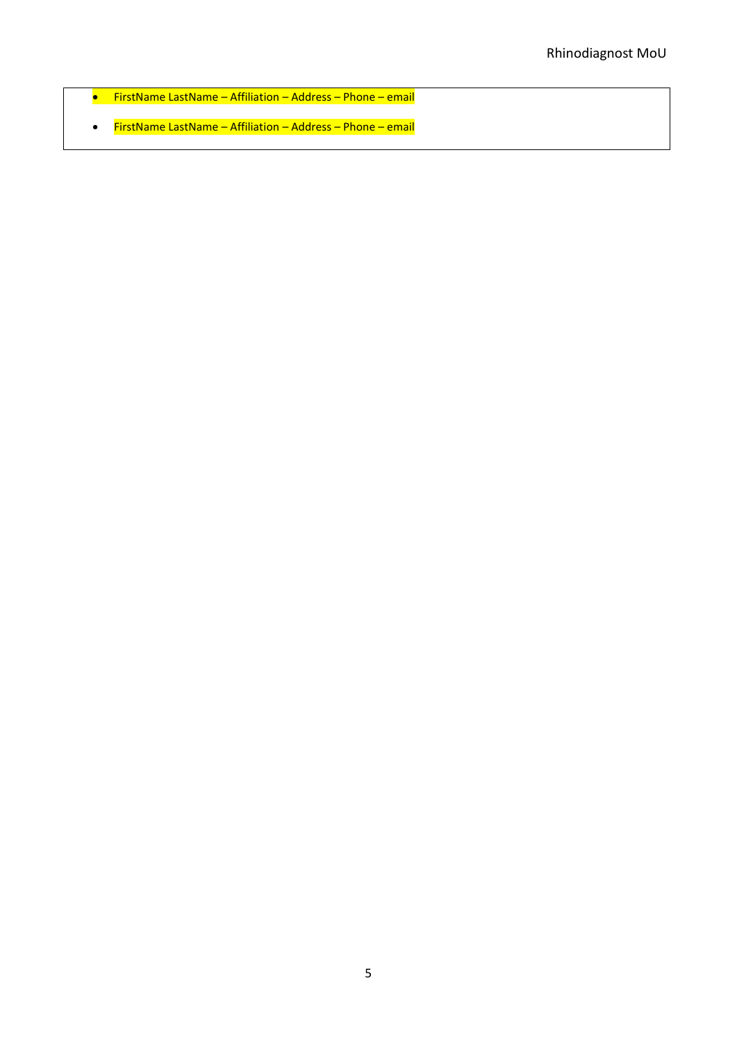- FirstName LastName – Affiliation – Address – Phone – email
- FirstName LastName – Affiliation – Address – Phone – email